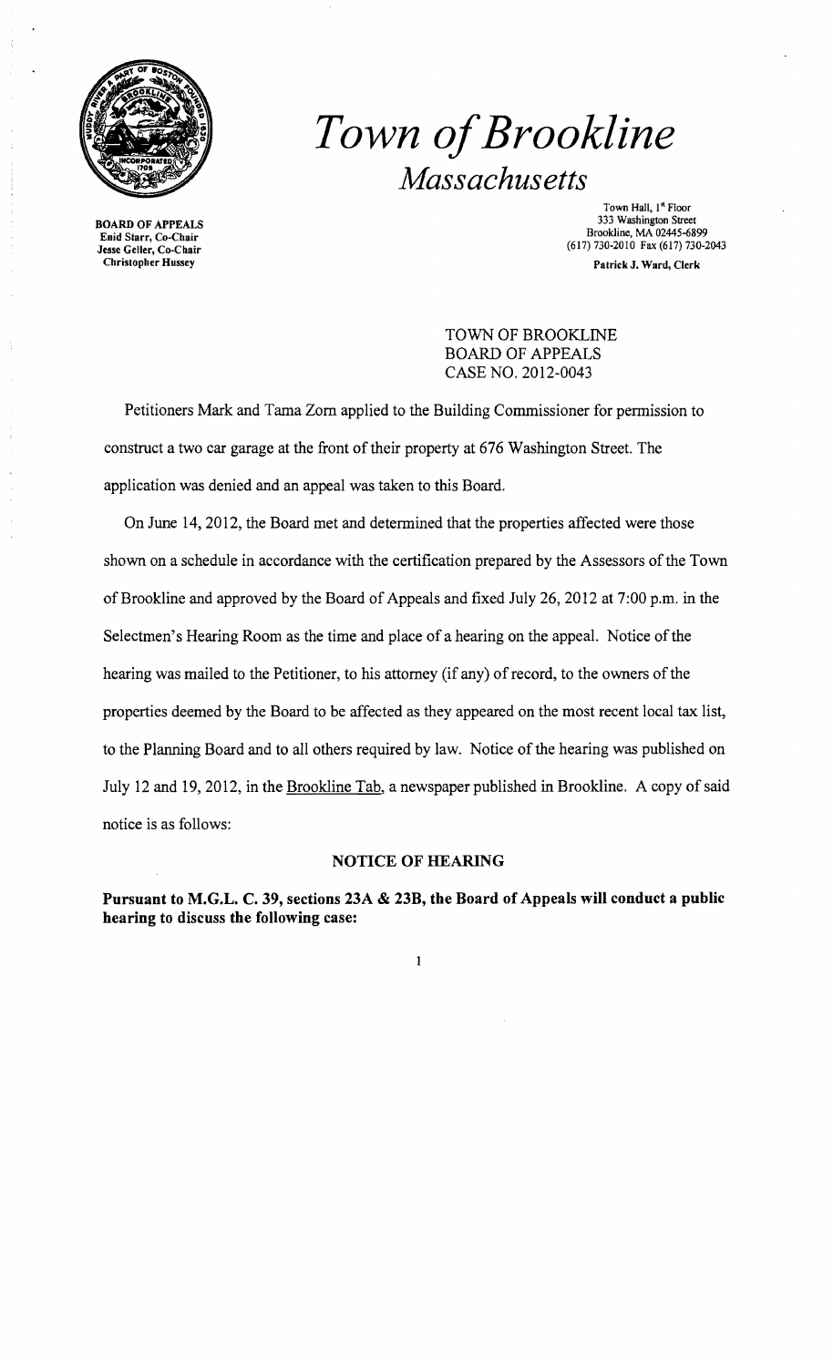# *Town of Brookline*
## *Massachusetts*

**BOARD OF APPEALS**
**Enid Starr, Co-Chair**
**Jesse Geller, Co-Chair**
**Christopher Hussey**

Town Hall, 1st Floor
333 Washington Street
Brookline, MA 02445-6899
(617) 730-2010 Fax (617) 730-2043
**Patrick J. Ward, Clerk**

TOWN OF BROOKLINE
BOARD OF APPEALS
CASE NO. 2012-0043

Petitioners Mark and Tama Zorn applied to the Building Commissioner for permission to construct a two car garage at the front of their property at 676 Washington Street. The application was denied and an appeal was taken to this Board.

On June 14, 2012, the Board met and determined that the properties affected were those shown on a schedule in accordance with the certification prepared by the Assessors of the Town of Brookline and approved by the Board of Appeals and fixed July 26, 2012 at 7:00 p.m. in the Selectmen's Hearing Room as the time and place of a hearing on the appeal. Notice of the hearing was mailed to the Petitioner, to his attorney (if any) of record, to the owners of the properties deemed by the Board to be affected as they appeared on the most recent local tax list, to the Planning Board and to all others required by law. Notice of the hearing was published on July 12 and 19, 2012, in the Brookline Tab, a newspaper published in Brookline. A copy of said notice is as follows:

### NOTICE OF HEARING

**Pursuant to M.G.L. C. 39, sections 23A & 23B, the Board of Appeals will conduct a public hearing to discuss the following case:**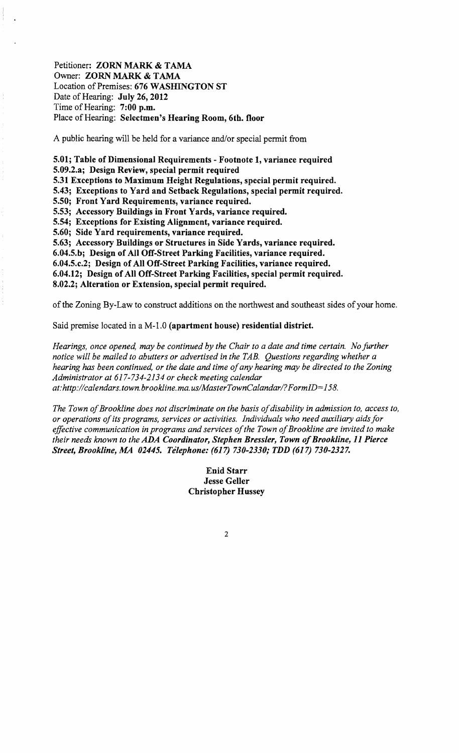Petitioner: **ZORN MARK & TAMA**
Owner: **ZORN MARK & TAMA**
Location of Premises: **676 WASHINGTON ST**
Date of Hearing: **July 26, 2012**
Time of Hearing: **7:00 p.m.**
Place of Hearing: **Selectmen's Hearing Room, 6th. floor**

A public hearing will be held for a variance and/or special permit from

**5.01; Table of Dimensional Requirements - Footnote 1, variance required**
**5.09.2.a; Design Review, special permit required**
**5.31 Exceptions to Maximum Height Regulations, special permit required.**
**5.43; Exceptions to Yard and Setback Regulations, special permit required.**
**5.50; Front Yard Requirements, variance required.**
**5.53; Accessory Buildings in Front Yards, variance required.**
**5.54; Exceptions for Existing Alignment, variance required.**
**5.60; Side Yard requirements, variance required.**
**5.63; Accessory Buildings or Structures in Side Yards, variance required.**
**6.04.5.b; Design of All Off-Street Parking Facilities, variance required.**
**6.04.5.c.2; Design of All Off-Street Parking Facilities, variance required.**
**6.04.12; Design of All Off-Street Parking Facilities, special permit required.**
**8.02.2; Alteration or Extension, special permit required.**

of the Zoning By-Law to construct additions on the northwest and southeast sides of your home.

Said premise located in a M-1.0 **(apartment house) residential district.**

*Hearings, once opened, may be continued by the Chair to a date and time certain. No further notice will be mailed to abutters or advertised in the TAB. Questions regarding whether a hearing has been continued, or the date and time of any hearing may be directed to the Zoning Administrator at 617-734-2134 or check meeting calendar at:http://calendars.town.brookline.ma.us/MasterTownCalandar/?FormID=158.*

*The Town of Brookline does not discriminate on the basis of disability in admission to, access to, or operations of its programs, services or activities. Individuals who need auxiliary aids for effective communication in programs and services of the Town of Brookline are invited to make their needs known to the **ADA Coordinator, Stephen Bressler, Town of Brookline, 11 Pierce Street, Brookline, MA 02445. Telephone: (617) 730-2330; TDD (617) 730-2327.***

**Enid Starr**
**Jesse Geller**
**Christopher Hussey**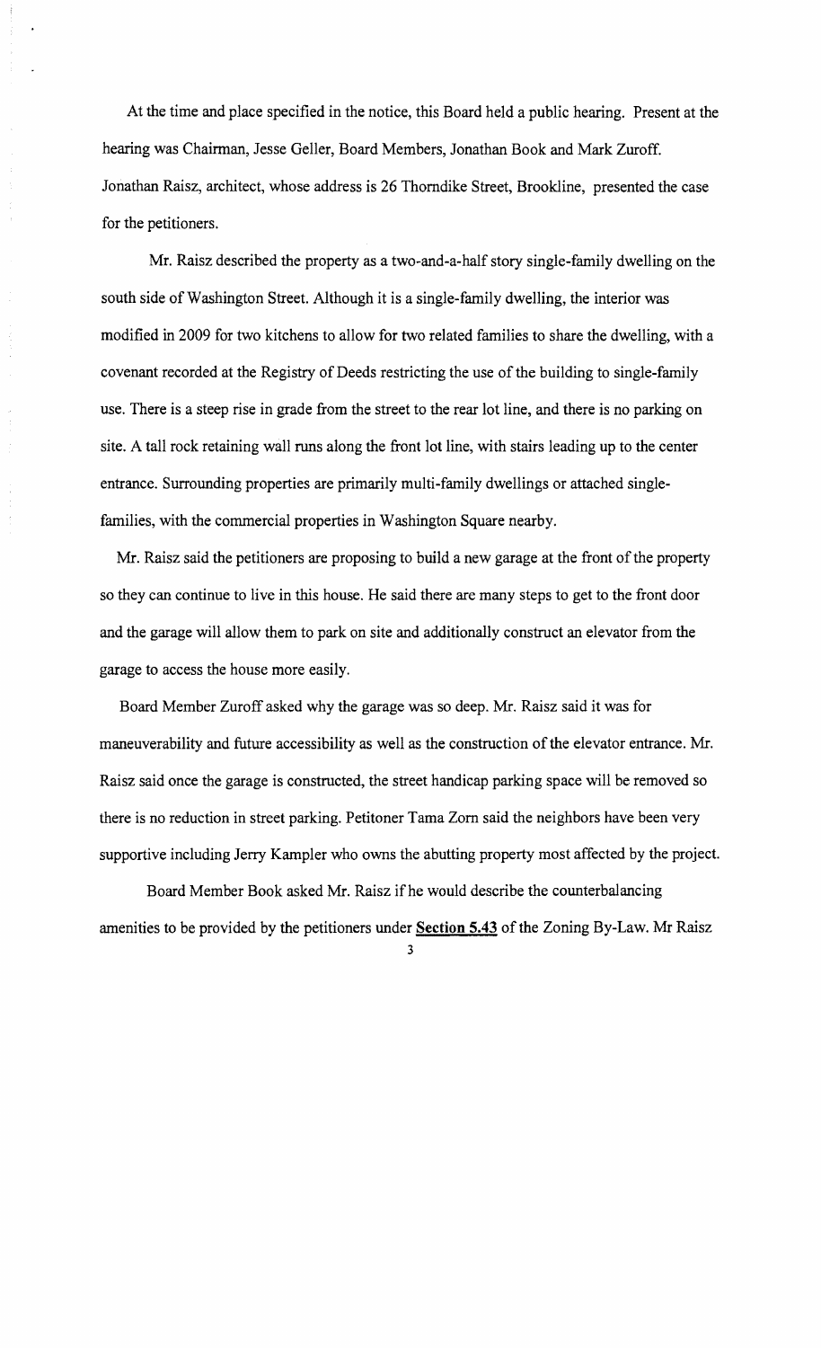At the time and place specified in the notice, this Board held a public hearing. Present at the hearing was Chairman, Jesse Geller, Board Members, Jonathan Book and Mark Zuroff. Jonathan Raisz, architect, whose address is 26 Thorndike Street, Brookline, presented the case for the petitioners.

Mr. Raisz described the property as a two-and-a-half story single-family dwelling on the south side of Washington Street. Although it is a single-family dwelling, the interior was modified in 2009 for two kitchens to allow for two related families to share the dwelling, with a covenant recorded at the Registry of Deeds restricting the use of the building to single-family use. There is a steep rise in grade from the street to the rear lot line, and there is no parking on site. A tall rock retaining wall runs along the front lot line, with stairs leading up to the center entrance. Surrounding properties are primarily multi-family dwellings or attached single-families, with the commercial properties in Washington Square nearby.

Mr. Raisz said the petitioners are proposing to build a new garage at the front of the property so they can continue to live in this house. He said there are many steps to get to the front door and the garage will allow them to park on site and additionally construct an elevator from the garage to access the house more easily.

Board Member Zuroff asked why the garage was so deep. Mr. Raisz said it was for maneuverability and future accessibility as well as the construction of the elevator entrance. Mr. Raisz said once the garage is constructed, the street handicap parking space will be removed so there is no reduction in street parking. Petitoner Tama Zorn said the neighbors have been very supportive including Jerry Kampler who owns the abutting property most affected by the project.

Board Member Book asked Mr. Raisz if he would describe the counterbalancing amenities to be provided by the petitioners under **Section 5.43** of the Zoning By-Law. Mr Raisz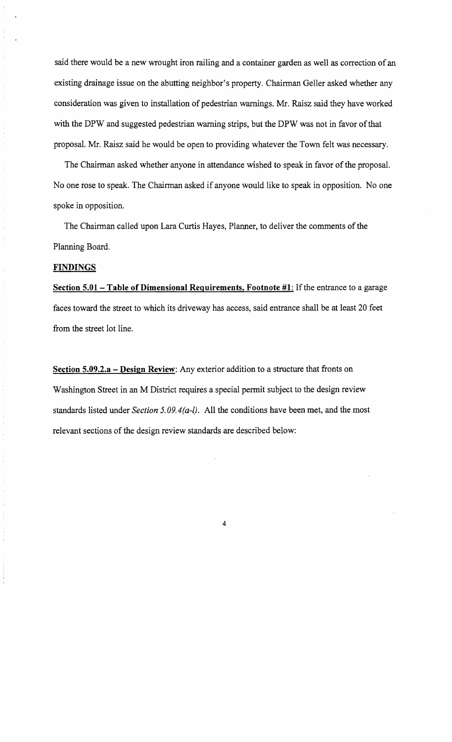said there would be a new wrought iron railing and a container garden as well as correction of an existing drainage issue on the abutting neighbor's property. Chairman Geller asked whether any consideration was given to installation of pedestrian warnings. Mr. Raisz said they have worked with the DPW and suggested pedestrian warning strips, but the DPW was not in favor of that proposal. Mr. Raisz said he would be open to providing whatever the Town felt was necessary.

The Chairman asked whether anyone in attendance wished to speak in favor of the proposal. No one rose to speak. The Chairman asked if anyone would like to speak in opposition. No one spoke in opposition.

The Chairman called upon Lara Curtis Hayes, Planner, to deliver the comments of the Planning Board.

**FINDINGS**

**Section 5.01 – Table of Dimensional Requirements, Footnote #1:** If the entrance to a garage faces toward the street to which its driveway has access, said entrance shall be at least 20 feet from the street lot line.

**Section 5.09.2.a – Design Review**: Any exterior addition to a structure that fronts on Washington Street in an M District requires a special permit subject to the design review standards listed under *Section 5.09.4(a-l)*. All the conditions have been met, and the most relevant sections of the design review standards are described below: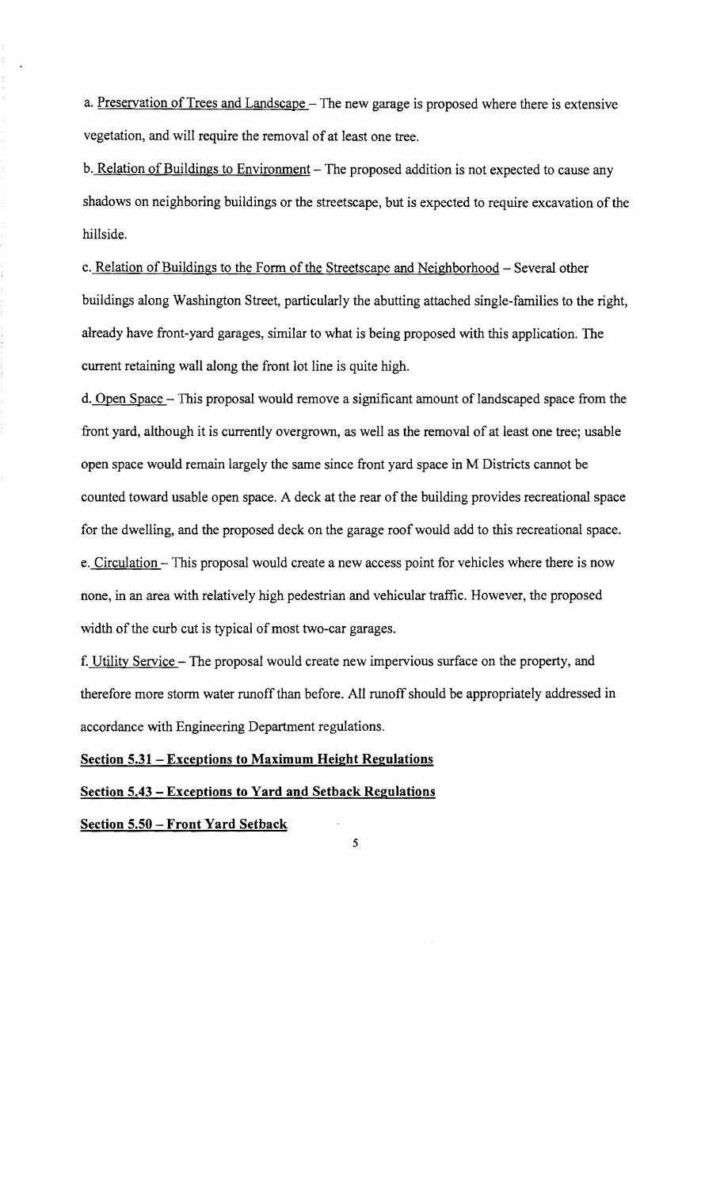a. Preservation of Trees and Landscape – The new garage is proposed where there is extensive vegetation, and will require the removal of at least one tree.

b. Relation of Buildings to Environment – The proposed addition is not expected to cause any shadows on neighboring buildings or the streetscape, but is expected to require excavation of the hillside.

c. Relation of Buildings to the Form of the Streetscape and Neighborhood – Several other buildings along Washington Street, particularly the abutting attached single-families to the right, already have front-yard garages, similar to what is being proposed with this application. The current retaining wall along the front lot line is quite high.

d. Open Space – This proposal would remove a significant amount of landscaped space from the front yard, although it is currently overgrown, as well as the removal of at least one tree; usable open space would remain largely the same since front yard space in M Districts cannot be counted toward usable open space. A deck at the rear of the building provides recreational space for the dwelling, and the proposed deck on the garage roof would add to this recreational space.

e. Circulation – This proposal would create a new access point for vehicles where there is now none, in an area with relatively high pedestrian and vehicular traffic. However, the proposed width of the curb cut is typical of most two-car garages.

f. Utility Service – The proposal would create new impervious surface on the property, and therefore more storm water runoff than before. All runoff should be appropriately addressed in accordance with Engineering Department regulations.

**Section 5.31 – Exceptions to Maximum Height Regulations**

**Section 5.43 – Exceptions to Yard and Setback Regulations**

**Section 5.50 – Front Yard Setback**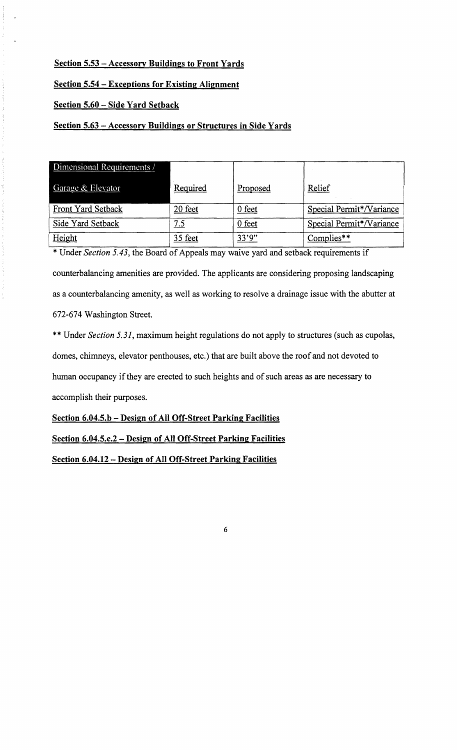**Section 5.53 – Accessory Buildings to Front Yards**

**Section 5.54 – Exceptions for Existing Alignment**

**Section 5.60 – Side Yard Setback**

**Section 5.63 – Accessory Buildings or Structures in Side Yards**

| Dimensional Requirements / Garage & Elevator | Required | Proposed | Relief |
|---|---|---|---|
| Front Yard Setback | 20 feet | 0 feet | Special Permit*/Variance |
| Side Yard Setback | 7.5 | 0 feet | Special Permit*/Variance |
| Height | 35 feet | 33'9" | Complies** |

* Under *Section 5.43*, the Board of Appeals may waive yard and setback requirements if counterbalancing amenities are provided. The applicants are considering proposing landscaping as a counterbalancing amenity, as well as working to resolve a drainage issue with the abutter at 672-674 Washington Street.

** Under *Section 5.31*, maximum height regulations do not apply to structures (such as cupolas, domes, chimneys, elevator penthouses, etc.) that are built above the roof and not devoted to human occupancy if they are erected to such heights and of such areas as are necessary to accomplish their purposes.

**Section 6.04.5.b – Design of All Off-Street Parking Facilities**

**Section 6.04.5.c.2 – Design of All Off-Street Parking Facilities**

**Section 6.04.12 – Design of All Off-Street Parking Facilities**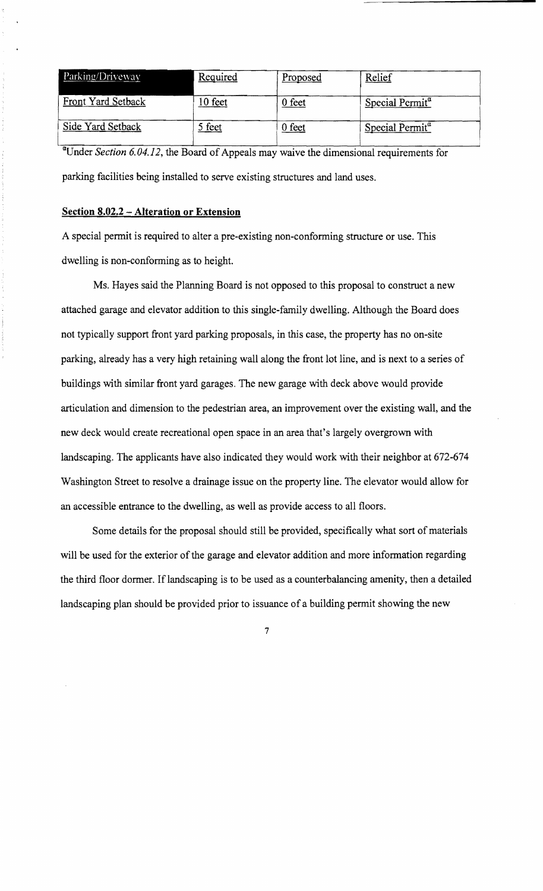| Parking/Driveway | Required | Proposed | Relief |
|---|---|---|---|
| Front Yard Setback | 10 feet | 0 feet | Special Permit[α] |
| Side Yard Setback | 5 feet | 0 feet | Special Permit[α] |

[α]Under *Section 6.04.12*, the Board of Appeals may waive the dimensional requirements for parking facilities being installed to serve existing structures and land uses.

**Section 8.02.2 – Alteration or Extension**

A special permit is required to alter a pre-existing non-conforming structure or use. This dwelling is non-conforming as to height.

Ms. Hayes said the Planning Board is not opposed to this proposal to construct a new attached garage and elevator addition to this single-family dwelling. Although the Board does not typically support front yard parking proposals, in this case, the property has no on-site parking, already has a very high retaining wall along the front lot line, and is next to a series of buildings with similar front yard garages. The new garage with deck above would provide articulation and dimension to the pedestrian area, an improvement over the existing wall, and the new deck would create recreational open space in an area that's largely overgrown with landscaping. The applicants have also indicated they would work with their neighbor at 672-674 Washington Street to resolve a drainage issue on the property line. The elevator would allow for an accessible entrance to the dwelling, as well as provide access to all floors.

Some details for the proposal should still be provided, specifically what sort of materials will be used for the exterior of the garage and elevator addition and more information regarding the third floor dormer. If landscaping is to be used as a counterbalancing amenity, then a detailed landscaping plan should be provided prior to issuance of a building permit showing the new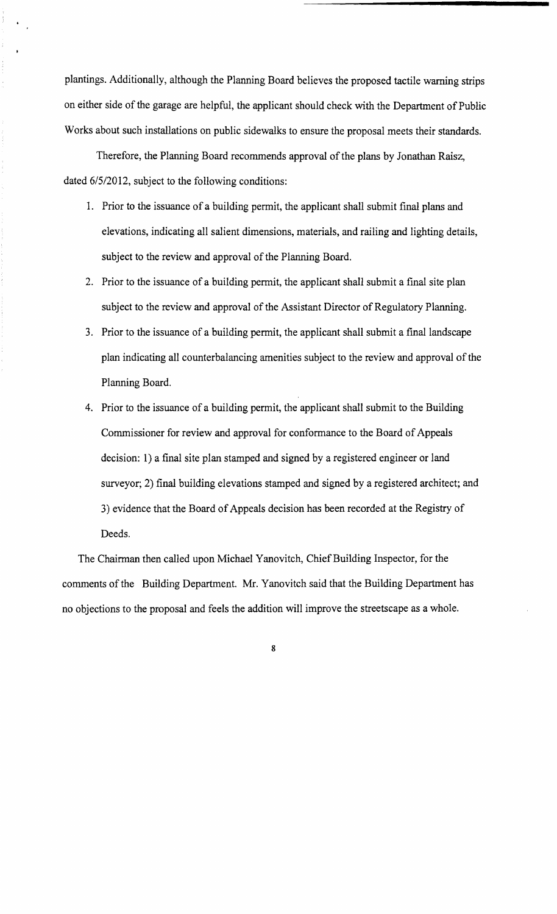plantings. Additionally, although the Planning Board believes the proposed tactile warning strips on either side of the garage are helpful, the applicant should check with the Department of Public Works about such installations on public sidewalks to ensure the proposal meets their standards.

Therefore, the Planning Board recommends approval of the plans by Jonathan Raisz, dated 6/5/2012, subject to the following conditions:

1. Prior to the issuance of a building permit, the applicant shall submit final plans and elevations, indicating all salient dimensions, materials, and railing and lighting details, subject to the review and approval of the Planning Board.
2. Prior to the issuance of a building permit, the applicant shall submit a final site plan subject to the review and approval of the Assistant Director of Regulatory Planning.
3. Prior to the issuance of a building permit, the applicant shall submit a final landscape plan indicating all counterbalancing amenities subject to the review and approval of the Planning Board.
4. Prior to the issuance of a building permit, the applicant shall submit to the Building Commissioner for review and approval for conformance to the Board of Appeals decision: 1) a final site plan stamped and signed by a registered engineer or land surveyor; 2) final building elevations stamped and signed by a registered architect; and 3) evidence that the Board of Appeals decision has been recorded at the Registry of Deeds.

The Chairman then called upon Michael Yanovitch, Chief Building Inspector, for the comments of the Building Department. Mr. Yanovitch said that the Building Department has no objections to the proposal and feels the addition will improve the streetscape as a whole.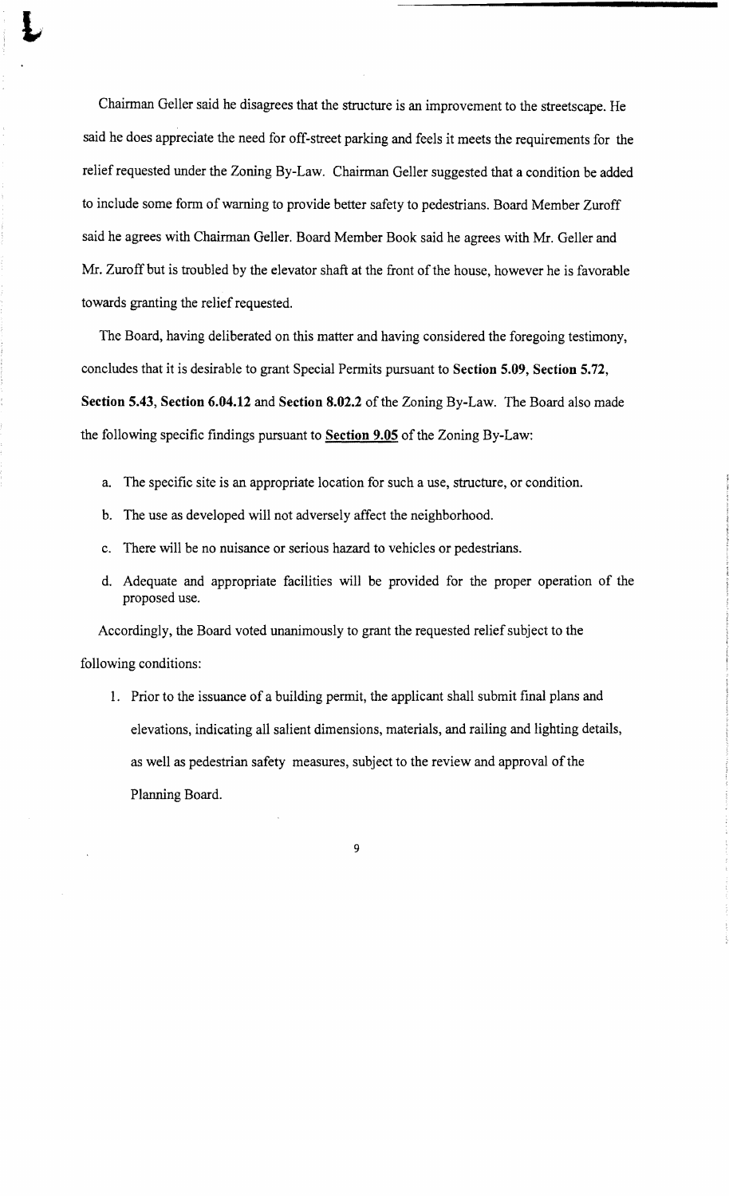Chairman Geller said he disagrees that the structure is an improvement to the streetscape. He said he does appreciate the need for off-street parking and feels it meets the requirements for the relief requested under the Zoning By-Law. Chairman Geller suggested that a condition be added to include some form of warning to provide better safety to pedestrians. Board Member Zuroff said he agrees with Chairman Geller. Board Member Book said he agrees with Mr. Geller and Mr. Zuroff but is troubled by the elevator shaft at the front of the house, however he is favorable towards granting the relief requested.

The Board, having deliberated on this matter and having considered the foregoing testimony, concludes that it is desirable to grant Special Permits pursuant to **Section 5.09, Section 5.72, Section 5.43, Section 6.04.12** and **Section 8.02.2** of the Zoning By-Law. The Board also made the following specific findings pursuant to **Section 9.05** of the Zoning By-Law:

a. The specific site is an appropriate location for such a use, structure, or condition.

b. The use as developed will not adversely affect the neighborhood.

c. There will be no nuisance or serious hazard to vehicles or pedestrians.

d. Adequate and appropriate facilities will be provided for the proper operation of the proposed use.

Accordingly, the Board voted unanimously to grant the requested relief subject to the following conditions:

1. Prior to the issuance of a building permit, the applicant shall submit final plans and elevations, indicating all salient dimensions, materials, and railing and lighting details, as well as pedestrian safety measures, subject to the review and approval of the Planning Board.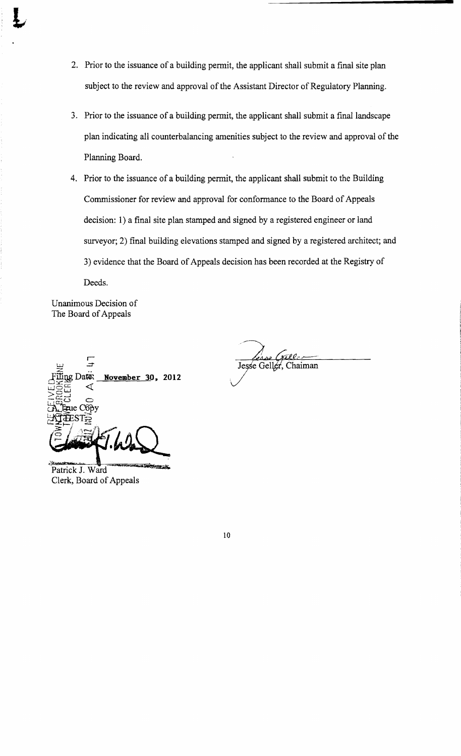2. Prior to the issuance of a building permit, the applicant shall submit a final site plan subject to the review and approval of the Assistant Director of Regulatory Planning.

3. Prior to the issuance of a building permit, the applicant shall submit a final landscape plan indicating all counterbalancing amenities subject to the review and approval of the Planning Board.

4. Prior to the issuance of a building permit, the applicant shall submit to the Building Commissioner for review and approval for conformance to the Board of Appeals decision: 1) a final site plan stamped and signed by a registered engineer or land surveyor; 2) final building elevations stamped and signed by a registered architect; and 3) evidence that the Board of Appeals decision has been recorded at the Registry of Deeds.

Unanimous Decision of
The Board of Appeals

Jesse Geller, Chaiman

Filing Date: **November 30, 2012**

A True Copy
ATTEST:

Patrick J. Ward
Clerk, Board of Appeals

RECEIVED
TOWN OF BROOKLINE
TOWN CLERK
2012 NOV 30 A 9:47